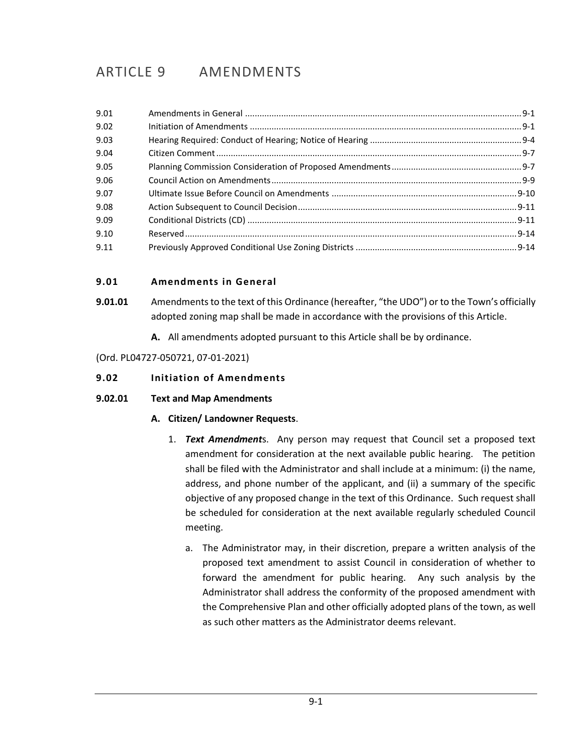# ARTICLE 9 AMENDMENTS

| | | |
|---|---|---|
| 9.01 | Amendments in General | 9-1 |
| 9.02 | Initiation of Amendments | 9-1 |
| 9.03 | Hearing Required: Conduct of Hearing; Notice of Hearing | 9-4 |
| 9.04 | Citizen Comment | 9-7 |
| 9.05 | Planning Commission Consideration of Proposed Amendments | 9-7 |
| 9.06 | Council Action on Amendments | 9-9 |
| 9.07 | Ultimate Issue Before Council on Amendments | 9-10 |
| 9.08 | Action Subsequent to Council Decision | 9-11 |
| 9.09 | Conditional Districts (CD) | 9-11 |
| 9.10 | Reserved | 9-14 |
| 9.11 | Previously Approved Conditional Use Zoning Districts | 9-14 |

## 9.01 Amendments in General

**9.01.01** Amendments to the text of this Ordinance (hereafter, "the UDO") or to the Town's officially adopted zoning map shall be made in accordance with the provisions of this Article.

**A.** All amendments adopted pursuant to this Article shall be by ordinance.

(Ord. PL04727-050721, 07-01-2021)

## 9.02 Initiation of Amendments

### 9.02.01 Text and Map Amendments

**A. Citizen/ Landowner Requests**.

1. ***Text Amendment*s**. Any person may request that Council set a proposed text amendment for consideration at the next available public hearing. The petition shall be filed with the Administrator and shall include at a minimum: (i) the name, address, and phone number of the applicant, and (ii) a summary of the specific objective of any proposed change in the text of this Ordinance. Such request shall be scheduled for consideration at the next available regularly scheduled Council meeting.

   a. The Administrator may, in their discretion, prepare a written analysis of the proposed text amendment to assist Council in consideration of whether to forward the amendment for public hearing. Any such analysis by the Administrator shall address the conformity of the proposed amendment with the Comprehensive Plan and other officially adopted plans of the town, as well as such other matters as the Administrator deems relevant.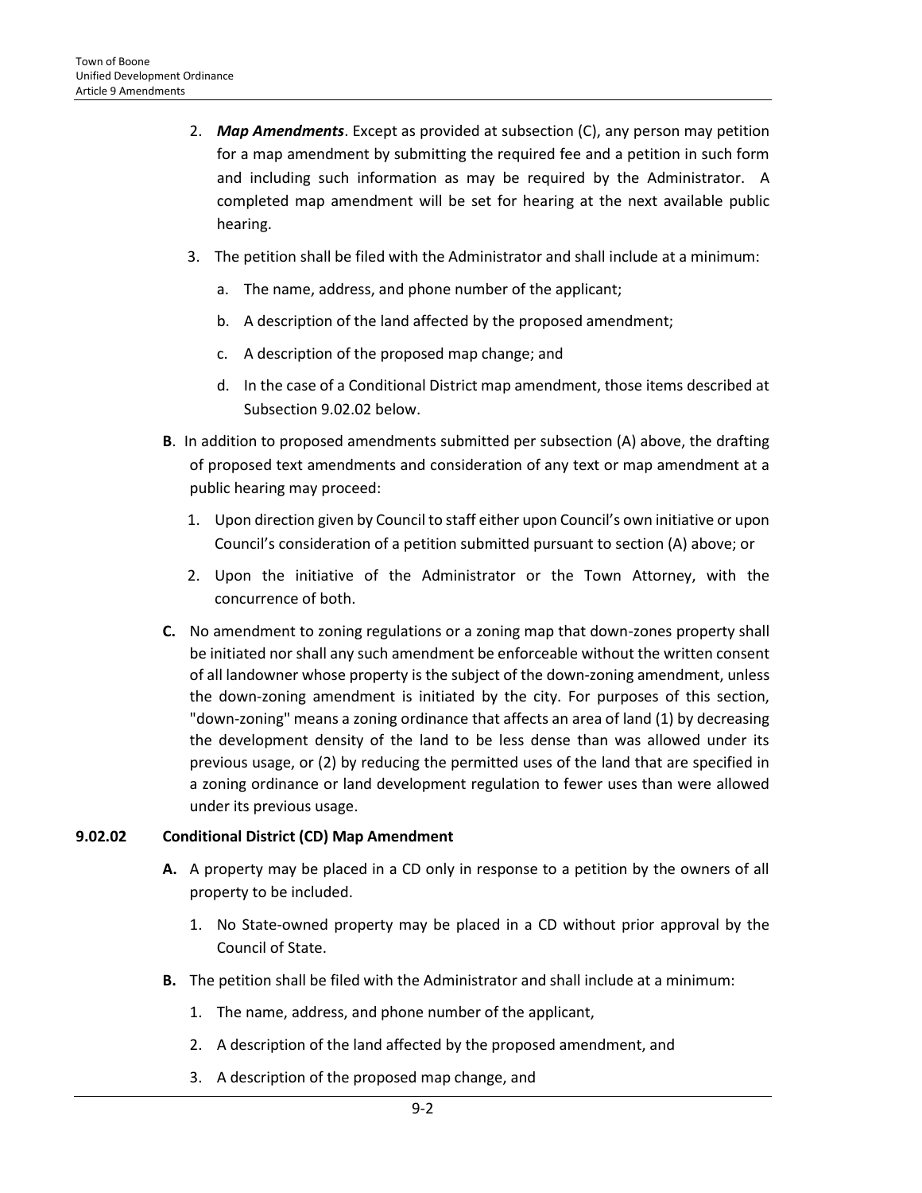2. ***Map Amendments***. Except as provided at subsection (C), any person may petition for a map amendment by submitting the required fee and a petition in such form and including such information as may be required by the Administrator. A completed map amendment will be set for hearing at the next available public hearing.

3. The petition shall be filed with the Administrator and shall include at a minimum:

   a. The name, address, and phone number of the applicant;

   b. A description of the land affected by the proposed amendment;

   c. A description of the proposed map change; and

   d. In the case of a Conditional District map amendment, those items described at Subsection 9.02.02 below.

**B**. In addition to proposed amendments submitted per subsection (A) above, the drafting of proposed text amendments and consideration of any text or map amendment at a public hearing may proceed:

1. Upon direction given by Council to staff either upon Council's own initiative or upon Council's consideration of a petition submitted pursuant to section (A) above; or

2. Upon the initiative of the Administrator or the Town Attorney, with the concurrence of both.

**C.** No amendment to zoning regulations or a zoning map that down-zones property shall be initiated nor shall any such amendment be enforceable without the written consent of all landowner whose property is the subject of the down-zoning amendment, unless the down-zoning amendment is initiated by the city. For purposes of this section, "down-zoning" means a zoning ordinance that affects an area of land (1) by decreasing the development density of the land to be less dense than was allowed under its previous usage, or (2) by reducing the permitted uses of the land that are specified in a zoning ordinance or land development regulation to fewer uses than were allowed under its previous usage.

### 9.02.02 Conditional District (CD) Map Amendment

**A.** A property may be placed in a CD only in response to a petition by the owners of all property to be included.

1. No State-owned property may be placed in a CD without prior approval by the Council of State.

**B.** The petition shall be filed with the Administrator and shall include at a minimum:

1. The name, address, and phone number of the applicant,

2. A description of the land affected by the proposed amendment, and

3. A description of the proposed map change, and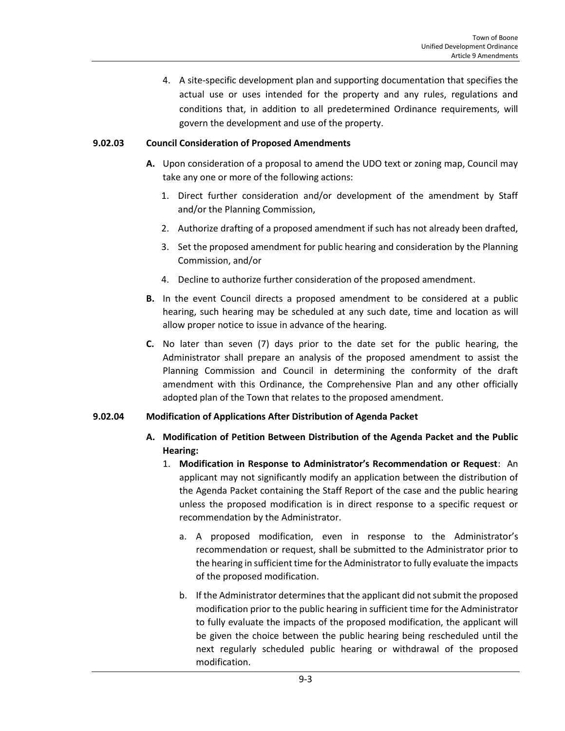4. A site-specific development plan and supporting documentation that specifies the actual use or uses intended for the property and any rules, regulations and conditions that, in addition to all predetermined Ordinance requirements, will govern the development and use of the property.

### 9.02.03 Council Consideration of Proposed Amendments

**A.** Upon consideration of a proposal to amend the UDO text or zoning map, Council may take any one or more of the following actions:

1. Direct further consideration and/or development of the amendment by Staff and/or the Planning Commission,
2. Authorize drafting of a proposed amendment if such has not already been drafted,
3. Set the proposed amendment for public hearing and consideration by the Planning Commission, and/or
4. Decline to authorize further consideration of the proposed amendment.

**B.** In the event Council directs a proposed amendment to be considered at a public hearing, such hearing may be scheduled at any such date, time and location as will allow proper notice to issue in advance of the hearing.

**C.** No later than seven (7) days prior to the date set for the public hearing, the Administrator shall prepare an analysis of the proposed amendment to assist the Planning Commission and Council in determining the conformity of the draft amendment with this Ordinance, the Comprehensive Plan and any other officially adopted plan of the Town that relates to the proposed amendment.

### 9.02.04 Modification of Applications After Distribution of Agenda Packet

**A. Modification of Petition Between Distribution of the Agenda Packet and the Public Hearing:**

1. **Modification in Response to Administrator's Recommendation or Request**: An applicant may not significantly modify an application between the distribution of the Agenda Packet containing the Staff Report of the case and the public hearing unless the proposed modification is in direct response to a specific request or recommendation by the Administrator.
   a. A proposed modification, even in response to the Administrator's recommendation or request, shall be submitted to the Administrator prior to the hearing in sufficient time for the Administrator to fully evaluate the impacts of the proposed modification.
   b. If the Administrator determines that the applicant did not submit the proposed modification prior to the public hearing in sufficient time for the Administrator to fully evaluate the impacts of the proposed modification, the applicant will be given the choice between the public hearing being rescheduled until the next regularly scheduled public hearing or withdrawal of the proposed modification.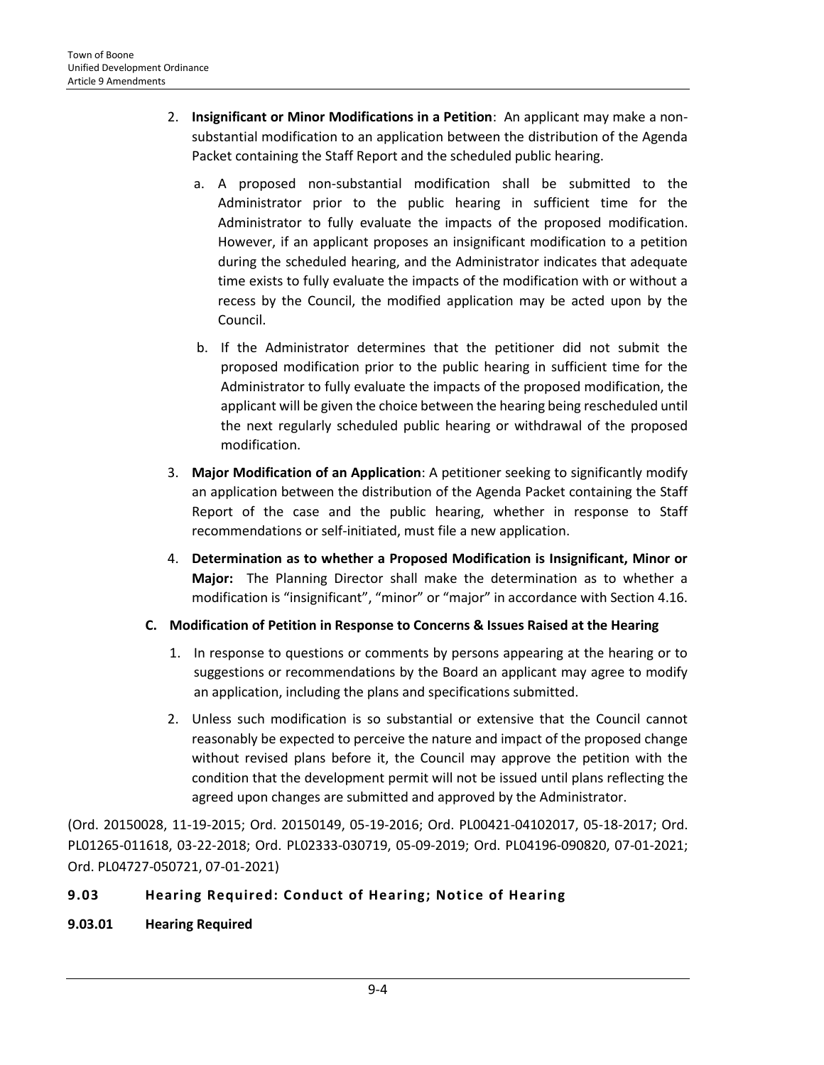2. **Insignificant or Minor Modifications in a Petition**: An applicant may make a non-substantial modification to an application between the distribution of the Agenda Packet containing the Staff Report and the scheduled public hearing.

   a. A proposed non-substantial modification shall be submitted to the Administrator prior to the public hearing in sufficient time for the Administrator to fully evaluate the impacts of the proposed modification. However, if an applicant proposes an insignificant modification to a petition during the scheduled hearing, and the Administrator indicates that adequate time exists to fully evaluate the impacts of the modification with or without a recess by the Council, the modified application may be acted upon by the Council.

   b. If the Administrator determines that the petitioner did not submit the proposed modification prior to the public hearing in sufficient time for the Administrator to fully evaluate the impacts of the proposed modification, the applicant will be given the choice between the hearing being rescheduled until the next regularly scheduled public hearing or withdrawal of the proposed modification.

3. **Major Modification of an Application**: A petitioner seeking to significantly modify an application between the distribution of the Agenda Packet containing the Staff Report of the case and the public hearing, whether in response to Staff recommendations or self-initiated, must file a new application.

4. **Determination as to whether a Proposed Modification is Insignificant, Minor or Major:** The Planning Director shall make the determination as to whether a modification is "insignificant", "minor" or "major" in accordance with Section 4.16.

**C. Modification of Petition in Response to Concerns & Issues Raised at the Hearing**

1. In response to questions or comments by persons appearing at the hearing or to suggestions or recommendations by the Board an applicant may agree to modify an application, including the plans and specifications submitted.

2. Unless such modification is so substantial or extensive that the Council cannot reasonably be expected to perceive the nature and impact of the proposed change without revised plans before it, the Council may approve the petition with the condition that the development permit will not be issued until plans reflecting the agreed upon changes are submitted and approved by the Administrator.

(Ord. 20150028, 11-19-2015; Ord. 20150149, 05-19-2016; Ord. PL00421-04102017, 05-18-2017; Ord. PL01265-011618, 03-22-2018; Ord. PL02333-030719, 05-09-2019; Ord. PL04196-090820, 07-01-2021; Ord. PL04727-050721, 07-01-2021)

## 9.03 Hearing Required: Conduct of Hearing; Notice of Hearing

### 9.03.01 Hearing Required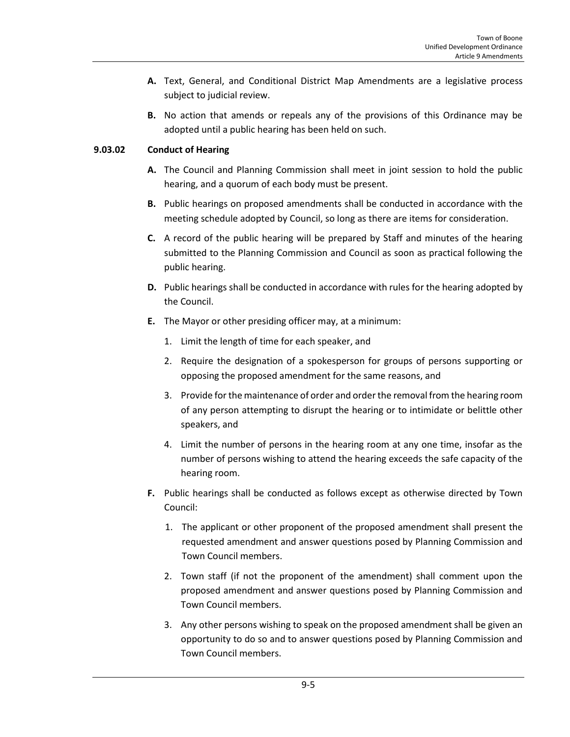**A.** Text, General, and Conditional District Map Amendments are a legislative process subject to judicial review.

**B.** No action that amends or repeals any of the provisions of this Ordinance may be adopted until a public hearing has been held on such.

### 9.03.02 Conduct of Hearing

**A.** The Council and Planning Commission shall meet in joint session to hold the public hearing, and a quorum of each body must be present.

**B.** Public hearings on proposed amendments shall be conducted in accordance with the meeting schedule adopted by Council, so long as there are items for consideration.

**C.** A record of the public hearing will be prepared by Staff and minutes of the hearing submitted to the Planning Commission and Council as soon as practical following the public hearing.

**D.** Public hearings shall be conducted in accordance with rules for the hearing adopted by the Council.

**E.** The Mayor or other presiding officer may, at a minimum:

1. Limit the length of time for each speaker, and
2. Require the designation of a spokesperson for groups of persons supporting or opposing the proposed amendment for the same reasons, and
3. Provide for the maintenance of order and order the removal from the hearing room of any person attempting to disrupt the hearing or to intimidate or belittle other speakers, and
4. Limit the number of persons in the hearing room at any one time, insofar as the number of persons wishing to attend the hearing exceeds the safe capacity of the hearing room.

**F.** Public hearings shall be conducted as follows except as otherwise directed by Town Council:

1. The applicant or other proponent of the proposed amendment shall present the requested amendment and answer questions posed by Planning Commission and Town Council members.
2. Town staff (if not the proponent of the amendment) shall comment upon the proposed amendment and answer questions posed by Planning Commission and Town Council members.
3. Any other persons wishing to speak on the proposed amendment shall be given an opportunity to do so and to answer questions posed by Planning Commission and Town Council members.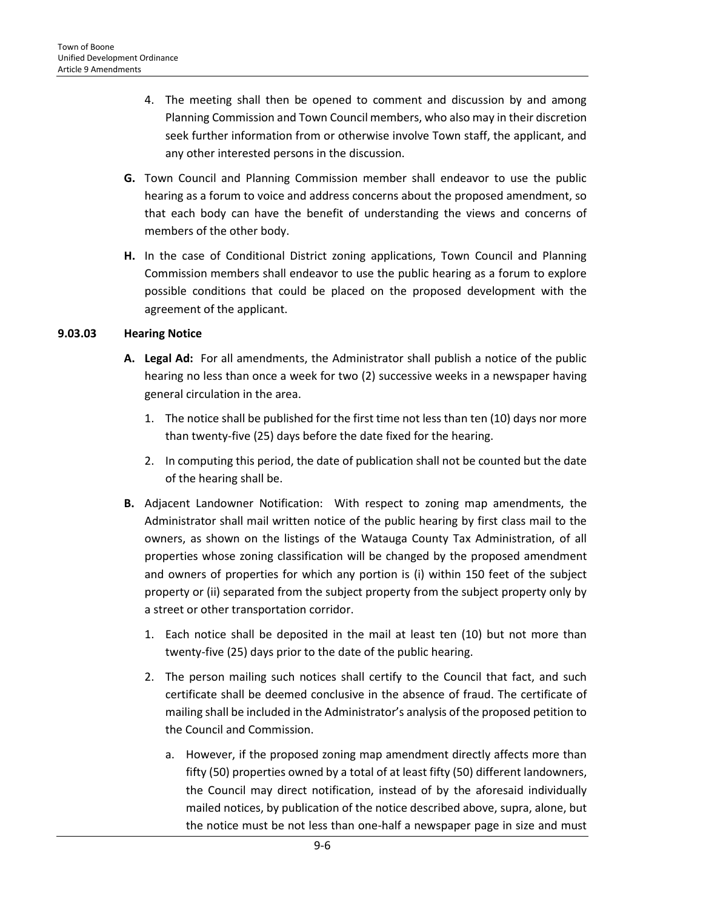4. The meeting shall then be opened to comment and discussion by and among Planning Commission and Town Council members, who also may in their discretion seek further information from or otherwise involve Town staff, the applicant, and any other interested persons in the discussion.

**G.** Town Council and Planning Commission member shall endeavor to use the public hearing as a forum to voice and address concerns about the proposed amendment, so that each body can have the benefit of understanding the views and concerns of members of the other body.

**H.** In the case of Conditional District zoning applications, Town Council and Planning Commission members shall endeavor to use the public hearing as a forum to explore possible conditions that could be placed on the proposed development with the agreement of the applicant.

### 9.03.03 Hearing Notice

**A. Legal Ad:** For all amendments, the Administrator shall publish a notice of the public hearing no less than once a week for two (2) successive weeks in a newspaper having general circulation in the area.

1. The notice shall be published for the first time not less than ten (10) days nor more than twenty-five (25) days before the date fixed for the hearing.
2. In computing this period, the date of publication shall not be counted but the date of the hearing shall be.

**B.** Adjacent Landowner Notification: With respect to zoning map amendments, the Administrator shall mail written notice of the public hearing by first class mail to the owners, as shown on the listings of the Watauga County Tax Administration, of all properties whose zoning classification will be changed by the proposed amendment and owners of properties for which any portion is (i) within 150 feet of the subject property or (ii) separated from the subject property from the subject property only by a street or other transportation corridor.

1. Each notice shall be deposited in the mail at least ten (10) but not more than twenty-five (25) days prior to the date of the public hearing.
2. The person mailing such notices shall certify to the Council that fact, and such certificate shall be deemed conclusive in the absence of fraud. The certificate of mailing shall be included in the Administrator's analysis of the proposed petition to the Council and Commission.
   a. However, if the proposed zoning map amendment directly affects more than fifty (50) properties owned by a total of at least fifty (50) different landowners, the Council may direct notification, instead of by the aforesaid individually mailed notices, by publication of the notice described above, supra, alone, but the notice must be not less than one-half a newspaper page in size and must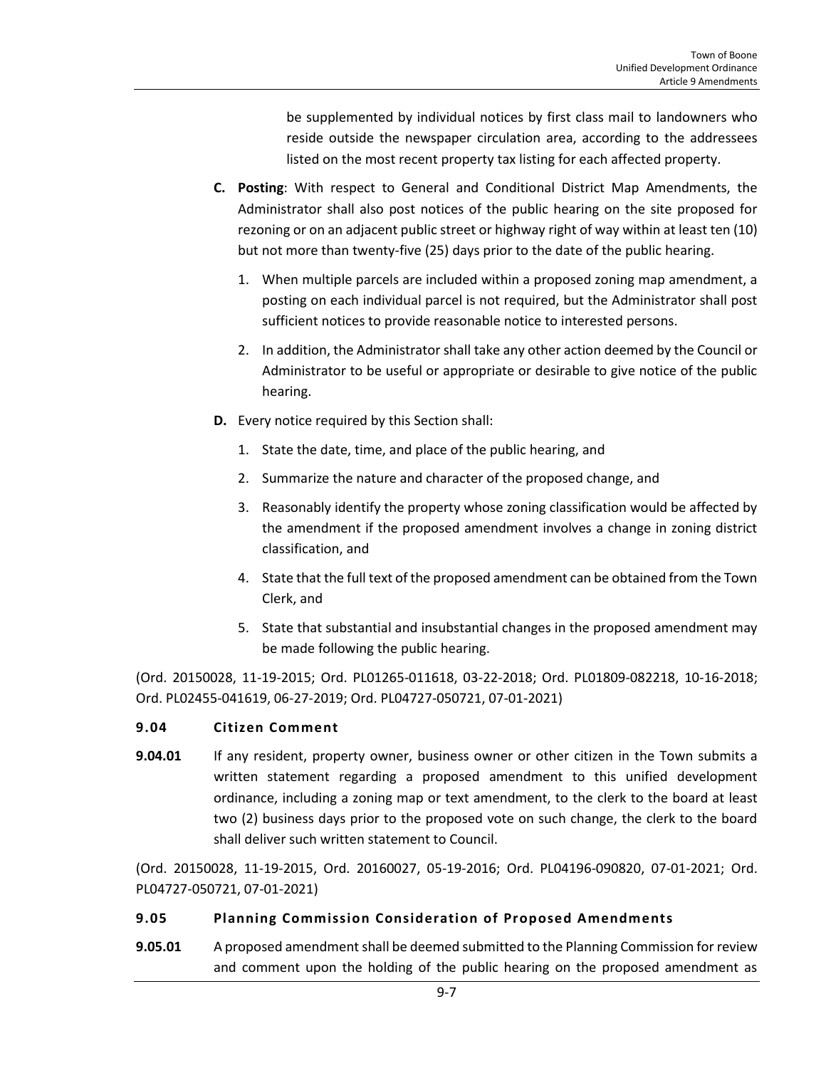be supplemented by individual notices by first class mail to landowners who reside outside the newspaper circulation area, according to the addressees listed on the most recent property tax listing for each affected property.

**C. Posting**: With respect to General and Conditional District Map Amendments, the Administrator shall also post notices of the public hearing on the site proposed for rezoning or on an adjacent public street or highway right of way within at least ten (10) but not more than twenty-five (25) days prior to the date of the public hearing.

1. When multiple parcels are included within a proposed zoning map amendment, a posting on each individual parcel is not required, but the Administrator shall post sufficient notices to provide reasonable notice to interested persons.
2. In addition, the Administrator shall take any other action deemed by the Council or Administrator to be useful or appropriate or desirable to give notice of the public hearing.

**D.** Every notice required by this Section shall:

1. State the date, time, and place of the public hearing, and
2. Summarize the nature and character of the proposed change, and
3. Reasonably identify the property whose zoning classification would be affected by the amendment if the proposed amendment involves a change in zoning district classification, and
4. State that the full text of the proposed amendment can be obtained from the Town Clerk, and
5. State that substantial and insubstantial changes in the proposed amendment may be made following the public hearing.

(Ord. 20150028, 11-19-2015; Ord. PL01265-011618, 03-22-2018; Ord. PL01809-082218, 10-16-2018; Ord. PL02455-041619, 06-27-2019; Ord. PL04727-050721, 07-01-2021)

### 9.04 Citizen Comment

**9.04.01** If any resident, property owner, business owner or other citizen in the Town submits a written statement regarding a proposed amendment to this unified development ordinance, including a zoning map or text amendment, to the clerk to the board at least two (2) business days prior to the proposed vote on such change, the clerk to the board shall deliver such written statement to Council.

(Ord. 20150028, 11-19-2015, Ord. 20160027, 05-19-2016; Ord. PL04196-090820, 07-01-2021; Ord. PL04727-050721, 07-01-2021)

### 9.05 Planning Commission Consideration of Proposed Amendments

**9.05.01** A proposed amendment shall be deemed submitted to the Planning Commission for review and comment upon the holding of the public hearing on the proposed amendment as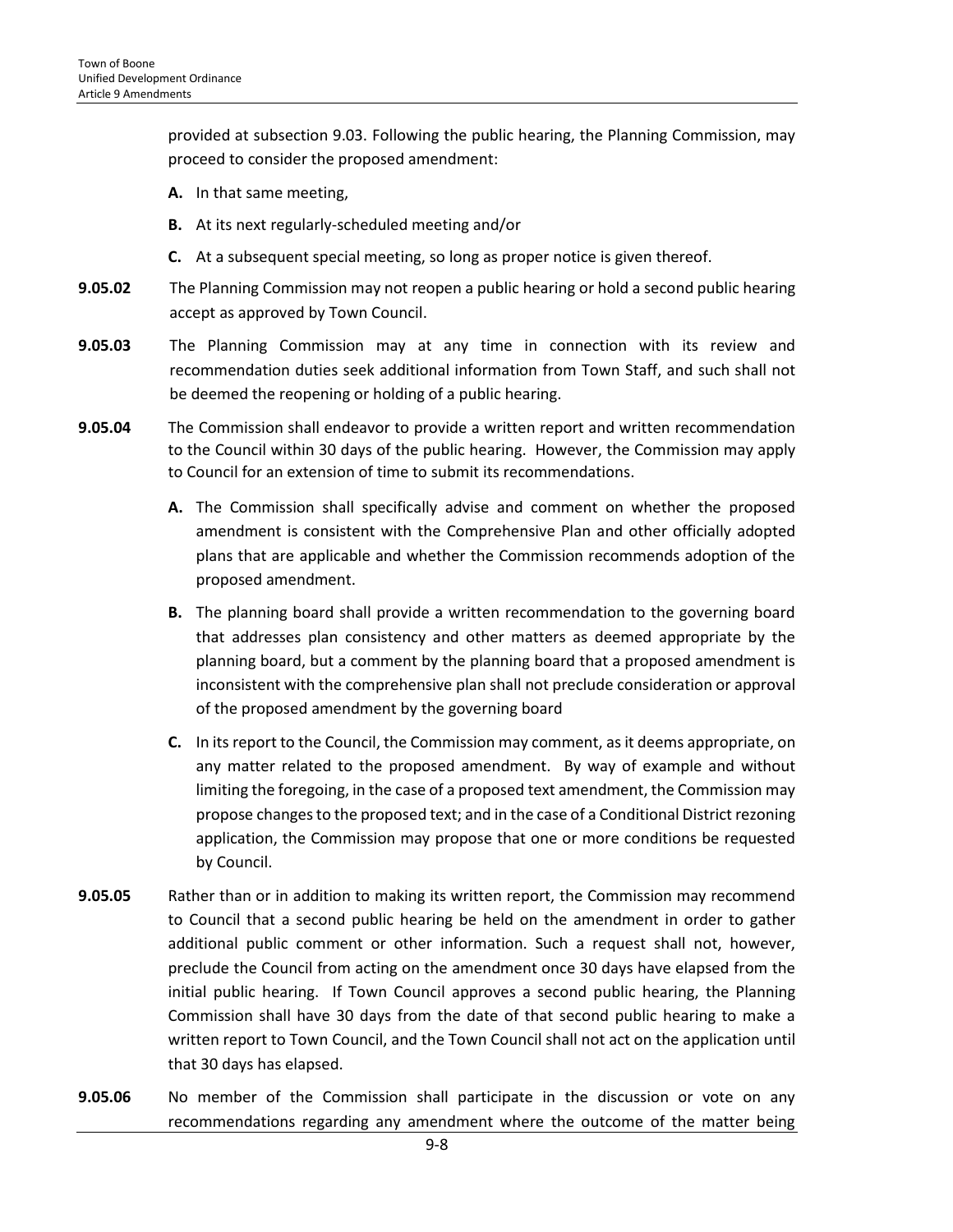provided at subsection 9.03. Following the public hearing, the Planning Commission, may proceed to consider the proposed amendment:

**A.** In that same meeting,

**B.** At its next regularly-scheduled meeting and/or

**C.** At a subsequent special meeting, so long as proper notice is given thereof.

**9.05.02** The Planning Commission may not reopen a public hearing or hold a second public hearing accept as approved by Town Council.

**9.05.03** The Planning Commission may at any time in connection with its review and recommendation duties seek additional information from Town Staff, and such shall not be deemed the reopening or holding of a public hearing.

**9.05.04** The Commission shall endeavor to provide a written report and written recommendation to the Council within 30 days of the public hearing. However, the Commission may apply to Council for an extension of time to submit its recommendations.

**A.** The Commission shall specifically advise and comment on whether the proposed amendment is consistent with the Comprehensive Plan and other officially adopted plans that are applicable and whether the Commission recommends adoption of the proposed amendment.

**B.** The planning board shall provide a written recommendation to the governing board that addresses plan consistency and other matters as deemed appropriate by the planning board, but a comment by the planning board that a proposed amendment is inconsistent with the comprehensive plan shall not preclude consideration or approval of the proposed amendment by the governing board

**C.** In its report to the Council, the Commission may comment, as it deems appropriate, on any matter related to the proposed amendment. By way of example and without limiting the foregoing, in the case of a proposed text amendment, the Commission may propose changes to the proposed text; and in the case of a Conditional District rezoning application, the Commission may propose that one or more conditions be requested by Council.

**9.05.05** Rather than or in addition to making its written report, the Commission may recommend to Council that a second public hearing be held on the amendment in order to gather additional public comment or other information. Such a request shall not, however, preclude the Council from acting on the amendment once 30 days have elapsed from the initial public hearing. If Town Council approves a second public hearing, the Planning Commission shall have 30 days from the date of that second public hearing to make a written report to Town Council, and the Town Council shall not act on the application until that 30 days has elapsed.

**9.05.06** No member of the Commission shall participate in the discussion or vote on any recommendations regarding any amendment where the outcome of the matter being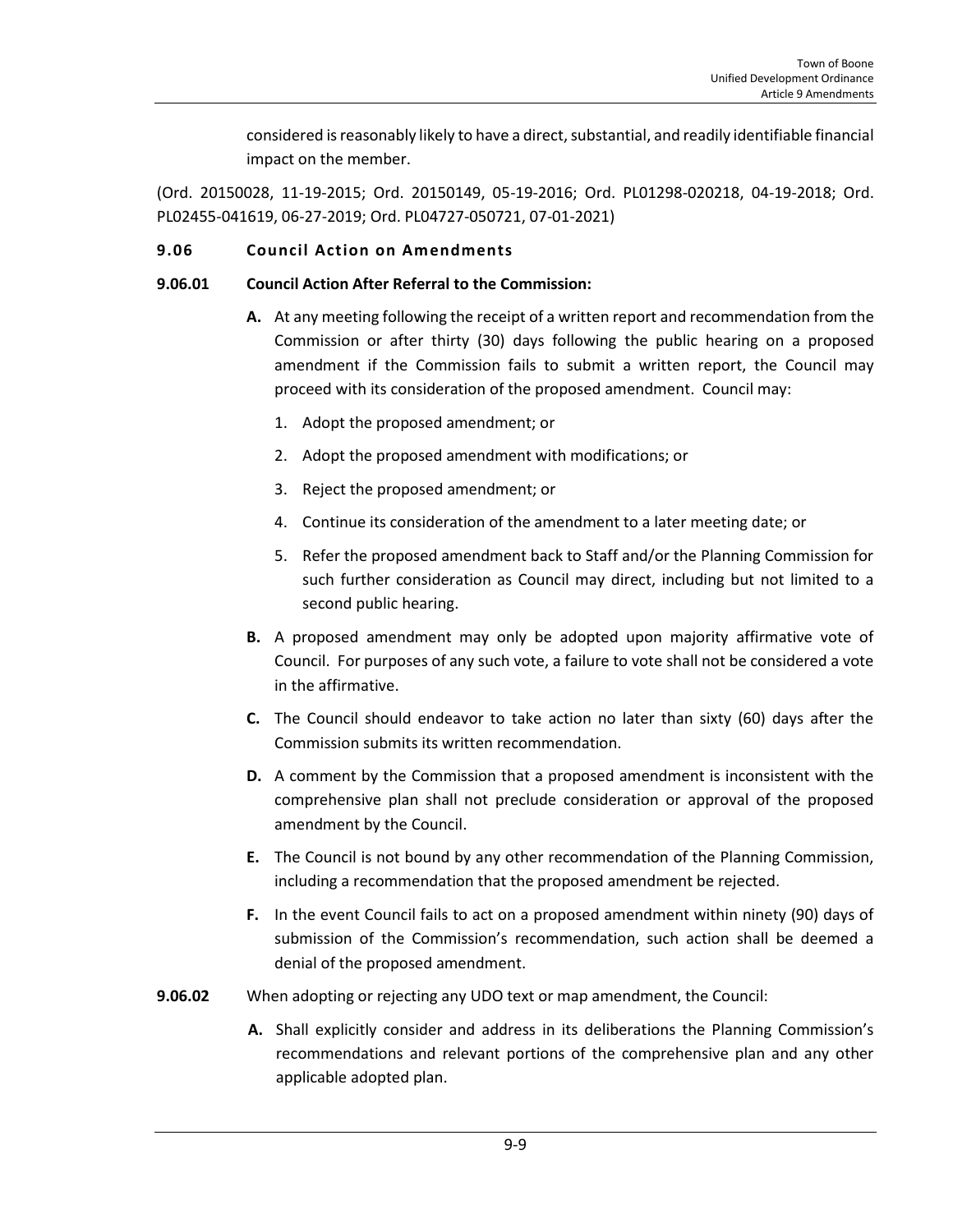considered is reasonably likely to have a direct, substantial, and readily identifiable financial impact on the member.

(Ord. 20150028, 11-19-2015; Ord. 20150149, 05-19-2016; Ord. PL01298-020218, 04-19-2018; Ord. PL02455-041619, 06-27-2019; Ord. PL04727-050721, 07-01-2021)

## 9.06 Council Action on Amendments

### 9.06.01 Council Action After Referral to the Commission:

**A.** At any meeting following the receipt of a written report and recommendation from the Commission or after thirty (30) days following the public hearing on a proposed amendment if the Commission fails to submit a written report, the Council may proceed with its consideration of the proposed amendment. Council may:

1. Adopt the proposed amendment; or
2. Adopt the proposed amendment with modifications; or
3. Reject the proposed amendment; or
4. Continue its consideration of the amendment to a later meeting date; or
5. Refer the proposed amendment back to Staff and/or the Planning Commission for such further consideration as Council may direct, including but not limited to a second public hearing.

**B.** A proposed amendment may only be adopted upon majority affirmative vote of Council. For purposes of any such vote, a failure to vote shall not be considered a vote in the affirmative.

**C.** The Council should endeavor to take action no later than sixty (60) days after the Commission submits its written recommendation.

**D.** A comment by the Commission that a proposed amendment is inconsistent with the comprehensive plan shall not preclude consideration or approval of the proposed amendment by the Council.

**E.** The Council is not bound by any other recommendation of the Planning Commission, including a recommendation that the proposed amendment be rejected.

**F.** In the event Council fails to act on a proposed amendment within ninety (90) days of submission of the Commission's recommendation, such action shall be deemed a denial of the proposed amendment.

**9.06.02** When adopting or rejecting any UDO text or map amendment, the Council:

**A.** Shall explicitly consider and address in its deliberations the Planning Commission's recommendations and relevant portions of the comprehensive plan and any other applicable adopted plan.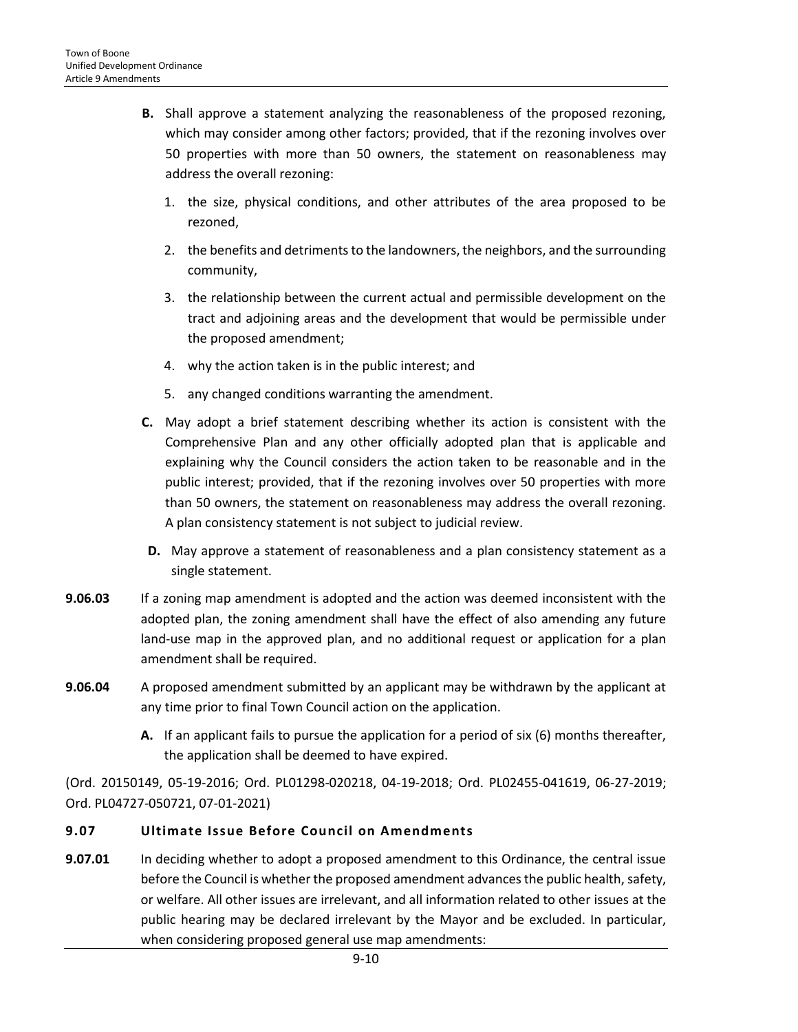**B.** Shall approve a statement analyzing the reasonableness of the proposed rezoning, which may consider among other factors; provided, that if the rezoning involves over 50 properties with more than 50 owners, the statement on reasonableness may address the overall rezoning:

1. the size, physical conditions, and other attributes of the area proposed to be rezoned,
2. the benefits and detriments to the landowners, the neighbors, and the surrounding community,
3. the relationship between the current actual and permissible development on the tract and adjoining areas and the development that would be permissible under the proposed amendment;
4. why the action taken is in the public interest; and
5. any changed conditions warranting the amendment.

**C.** May adopt a brief statement describing whether its action is consistent with the Comprehensive Plan and any other officially adopted plan that is applicable and explaining why the Council considers the action taken to be reasonable and in the public interest; provided, that if the rezoning involves over 50 properties with more than 50 owners, the statement on reasonableness may address the overall rezoning. A plan consistency statement is not subject to judicial review.

**D.** May approve a statement of reasonableness and a plan consistency statement as a single statement.

**9.06.03** If a zoning map amendment is adopted and the action was deemed inconsistent with the adopted plan, the zoning amendment shall have the effect of also amending any future land-use map in the approved plan, and no additional request or application for a plan amendment shall be required.

**9.06.04** A proposed amendment submitted by an applicant may be withdrawn by the applicant at any time prior to final Town Council action on the application.

**A.** If an applicant fails to pursue the application for a period of six (6) months thereafter, the application shall be deemed to have expired.

(Ord. 20150149, 05-19-2016; Ord. PL01298-020218, 04-19-2018; Ord. PL02455-041619, 06-27-2019; Ord. PL04727-050721, 07-01-2021)

## 9.07 Ultimate Issue Before Council on Amendments

**9.07.01** In deciding whether to adopt a proposed amendment to this Ordinance, the central issue before the Council is whether the proposed amendment advances the public health, safety, or welfare. All other issues are irrelevant, and all information related to other issues at the public hearing may be declared irrelevant by the Mayor and be excluded. In particular, when considering proposed general use map amendments: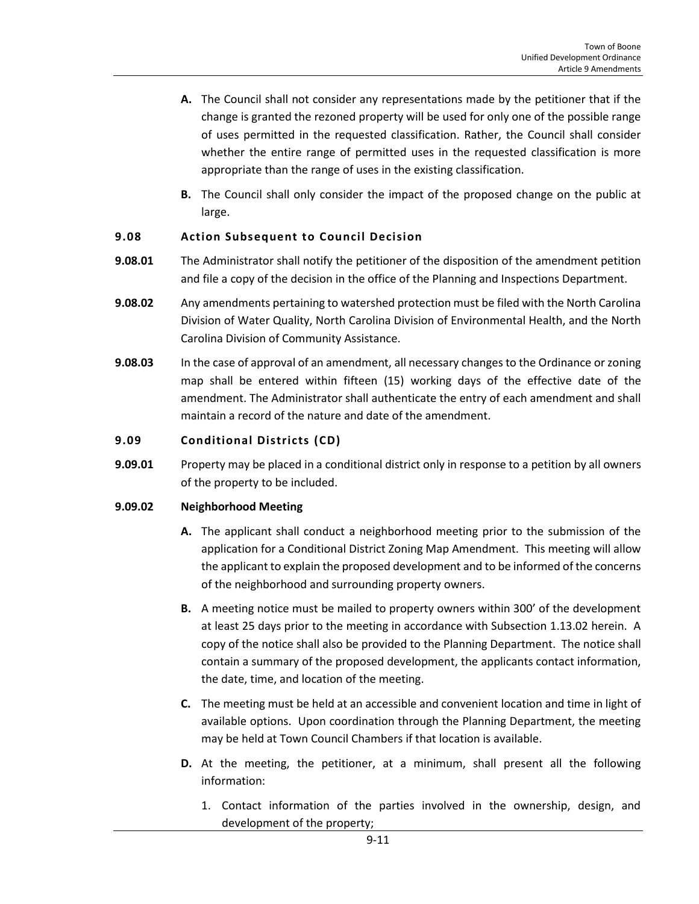**A.** The Council shall not consider any representations made by the petitioner that if the change is granted the rezoned property will be used for only one of the possible range of uses permitted in the requested classification. Rather, the Council shall consider whether the entire range of permitted uses in the requested classification is more appropriate than the range of uses in the existing classification.

**B.** The Council shall only consider the impact of the proposed change on the public at large.

## 9.08 Action Subsequent to Council Decision

**9.08.01** The Administrator shall notify the petitioner of the disposition of the amendment petition and file a copy of the decision in the office of the Planning and Inspections Department.

**9.08.02** Any amendments pertaining to watershed protection must be filed with the North Carolina Division of Water Quality, North Carolina Division of Environmental Health, and the North Carolina Division of Community Assistance.

**9.08.03** In the case of approval of an amendment, all necessary changes to the Ordinance or zoning map shall be entered within fifteen (15) working days of the effective date of the amendment. The Administrator shall authenticate the entry of each amendment and shall maintain a record of the nature and date of the amendment.

## 9.09 Conditional Districts (CD)

**9.09.01** Property may be placed in a conditional district only in response to a petition by all owners of the property to be included.

**9.09.02 Neighborhood Meeting**

**A.** The applicant shall conduct a neighborhood meeting prior to the submission of the application for a Conditional District Zoning Map Amendment. This meeting will allow the applicant to explain the proposed development and to be informed of the concerns of the neighborhood and surrounding property owners.

**B.** A meeting notice must be mailed to property owners within 300' of the development at least 25 days prior to the meeting in accordance with Subsection 1.13.02 herein. A copy of the notice shall also be provided to the Planning Department. The notice shall contain a summary of the proposed development, the applicants contact information, the date, time, and location of the meeting.

**C.** The meeting must be held at an accessible and convenient location and time in light of available options. Upon coordination through the Planning Department, the meeting may be held at Town Council Chambers if that location is available.

**D.** At the meeting, the petitioner, at a minimum, shall present all the following information:

1. Contact information of the parties involved in the ownership, design, and development of the property;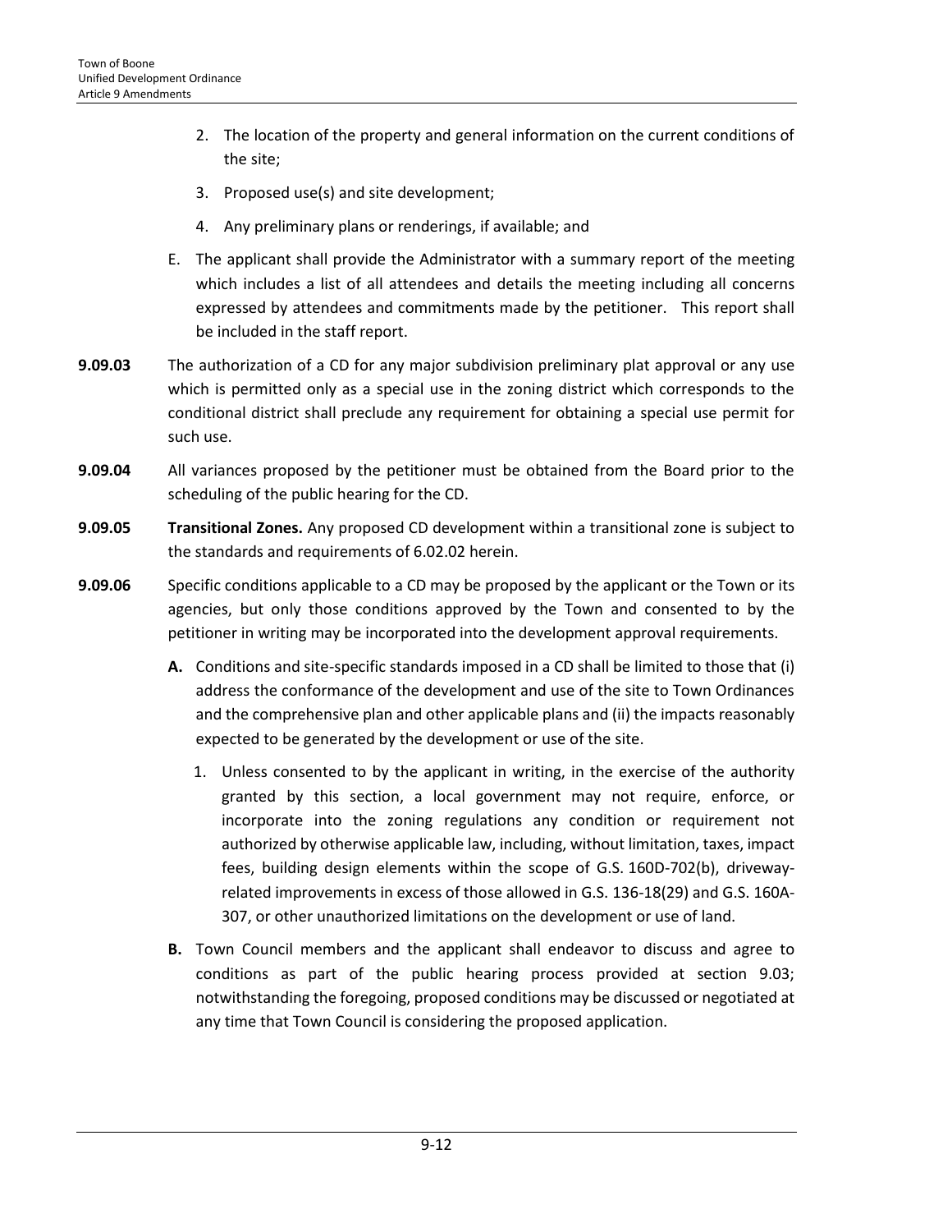2. The location of the property and general information on the current conditions of the site;
3. Proposed use(s) and site development;
4. Any preliminary plans or renderings, if available; and

E. The applicant shall provide the Administrator with a summary report of the meeting which includes a list of all attendees and details the meeting including all concerns expressed by attendees and commitments made by the petitioner. This report shall be included in the staff report.

**9.09.03** The authorization of a CD for any major subdivision preliminary plat approval or any use which is permitted only as a special use in the zoning district which corresponds to the conditional district shall preclude any requirement for obtaining a special use permit for such use.

**9.09.04** All variances proposed by the petitioner must be obtained from the Board prior to the scheduling of the public hearing for the CD.

**9.09.05** **Transitional Zones.** Any proposed CD development within a transitional zone is subject to the standards and requirements of 6.02.02 herein.

**9.09.06** Specific conditions applicable to a CD may be proposed by the applicant or the Town or its agencies, but only those conditions approved by the Town and consented to by the petitioner in writing may be incorporated into the development approval requirements.

**A.** Conditions and site-specific standards imposed in a CD shall be limited to those that (i) address the conformance of the development and use of the site to Town Ordinances and the comprehensive plan and other applicable plans and (ii) the impacts reasonably expected to be generated by the development or use of the site.

1. Unless consented to by the applicant in writing, in the exercise of the authority granted by this section, a local government may not require, enforce, or incorporate into the zoning regulations any condition or requirement not authorized by otherwise applicable law, including, without limitation, taxes, impact fees, building design elements within the scope of G.S. 160D-702(b), driveway-related improvements in excess of those allowed in G.S. 136-18(29) and G.S. 160A-307, or other unauthorized limitations on the development or use of land.

**B.** Town Council members and the applicant shall endeavor to discuss and agree to conditions as part of the public hearing process provided at section 9.03; notwithstanding the foregoing, proposed conditions may be discussed or negotiated at any time that Town Council is considering the proposed application.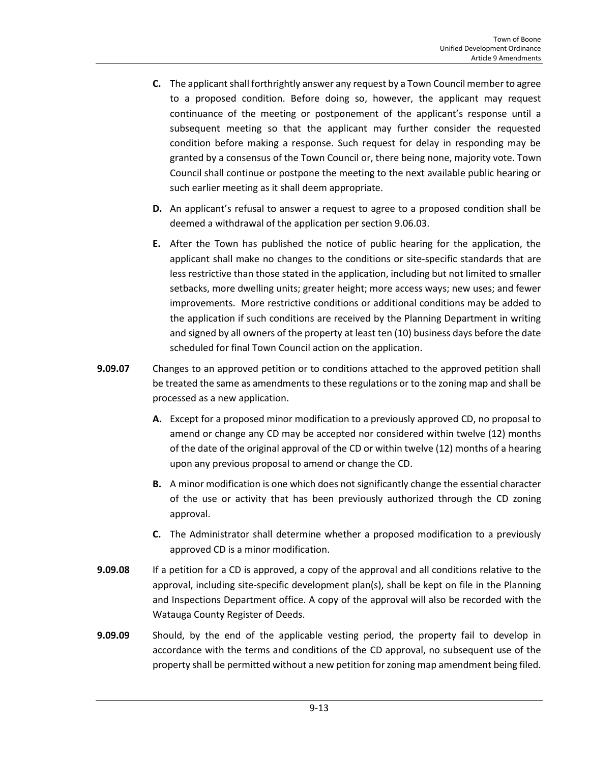**C.** The applicant shall forthrightly answer any request by a Town Council member to agree to a proposed condition. Before doing so, however, the applicant may request continuance of the meeting or postponement of the applicant's response until a subsequent meeting so that the applicant may further consider the requested condition before making a response. Such request for delay in responding may be granted by a consensus of the Town Council or, there being none, majority vote. Town Council shall continue or postpone the meeting to the next available public hearing or such earlier meeting as it shall deem appropriate.

**D.** An applicant's refusal to answer a request to agree to a proposed condition shall be deemed a withdrawal of the application per section 9.06.03.

**E.** After the Town has published the notice of public hearing for the application, the applicant shall make no changes to the conditions or site-specific standards that are less restrictive than those stated in the application, including but not limited to smaller setbacks, more dwelling units; greater height; more access ways; new uses; and fewer improvements. More restrictive conditions or additional conditions may be added to the application if such conditions are received by the Planning Department in writing and signed by all owners of the property at least ten (10) business days before the date scheduled for final Town Council action on the application.

**9.09.07** Changes to an approved petition or to conditions attached to the approved petition shall be treated the same as amendments to these regulations or to the zoning map and shall be processed as a new application.

**A.** Except for a proposed minor modification to a previously approved CD, no proposal to amend or change any CD may be accepted nor considered within twelve (12) months of the date of the original approval of the CD or within twelve (12) months of a hearing upon any previous proposal to amend or change the CD.

**B.** A minor modification is one which does not significantly change the essential character of the use or activity that has been previously authorized through the CD zoning approval.

**C.** The Administrator shall determine whether a proposed modification to a previously approved CD is a minor modification.

**9.09.08** If a petition for a CD is approved, a copy of the approval and all conditions relative to the approval, including site-specific development plan(s), shall be kept on file in the Planning and Inspections Department office. A copy of the approval will also be recorded with the Watauga County Register of Deeds.

**9.09.09** Should, by the end of the applicable vesting period, the property fail to develop in accordance with the terms and conditions of the CD approval, no subsequent use of the property shall be permitted without a new petition for zoning map amendment being filed.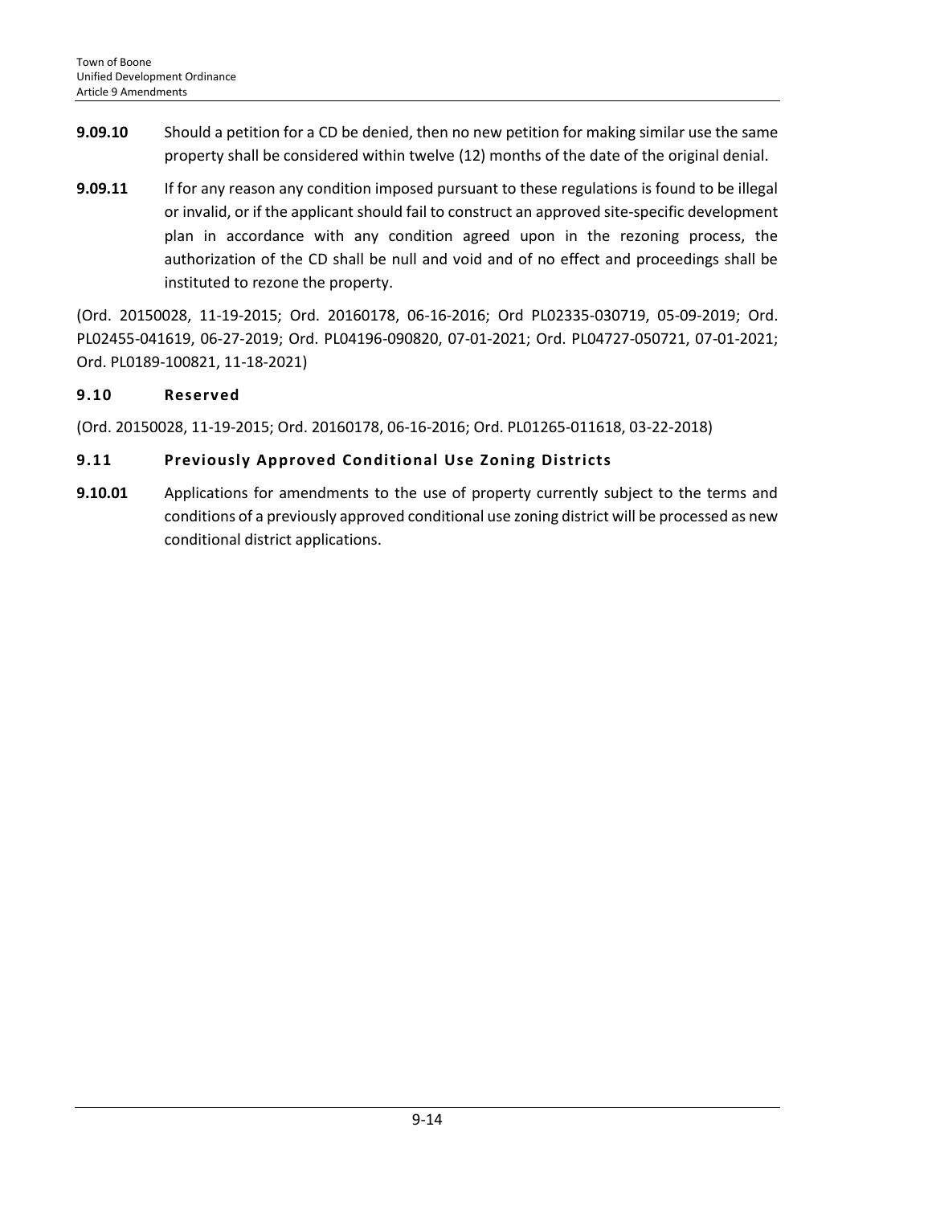**9.09.10** Should a petition for a CD be denied, then no new petition for making similar use the same property shall be considered within twelve (12) months of the date of the original denial.

**9.09.11** If for any reason any condition imposed pursuant to these regulations is found to be illegal or invalid, or if the applicant should fail to construct an approved site-specific development plan in accordance with any condition agreed upon in the rezoning process, the authorization of the CD shall be null and void and of no effect and proceedings shall be instituted to rezone the property.

(Ord. 20150028, 11-19-2015; Ord. 20160178, 06-16-2016; Ord PL02335-030719, 05-09-2019; Ord. PL02455-041619, 06-27-2019; Ord. PL04196-090820, 07-01-2021; Ord. PL04727-050721, 07-01-2021; Ord. PL0189-100821, 11-18-2021)

## 9.10 Reserved

(Ord. 20150028, 11-19-2015; Ord. 20160178, 06-16-2016; Ord. PL01265-011618, 03-22-2018)

## 9.11 Previously Approved Conditional Use Zoning Districts

**9.10.01** Applications for amendments to the use of property currently subject to the terms and conditions of a previously approved conditional use zoning district will be processed as new conditional district applications.